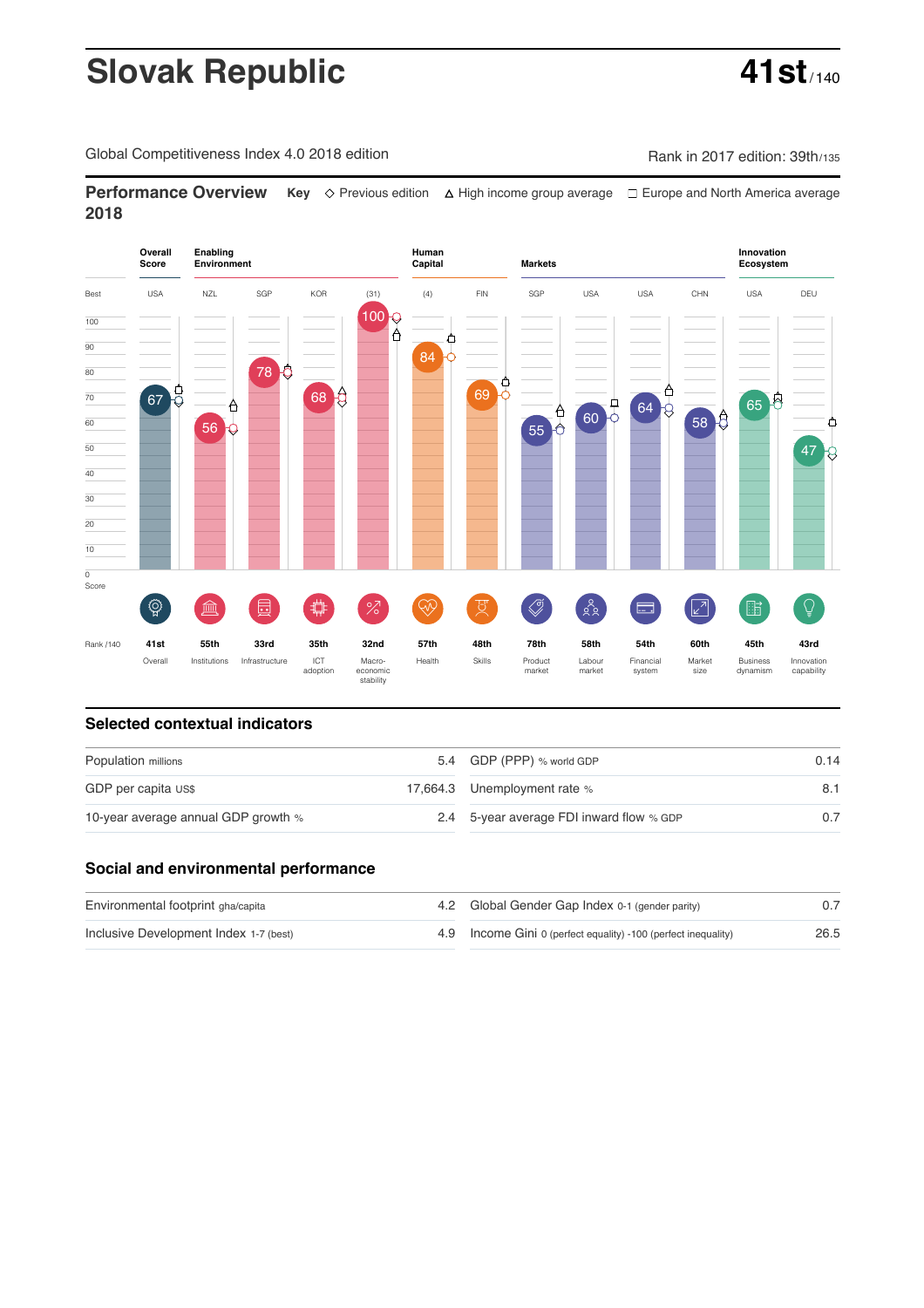# Slovak Republic

**41st** / 140

Global Competitiveness Index 4.0 2018 edition

Rank in 2017 edition: 39th/135

## Performance Overview 2018

**Key** ◇ Previous edition △ High income group average □ Europe and North America average

| | Overall Score | Enabling Environment | | | | Human Capital | | Markets | | | | Innovation Ecosystem | |
|---|---|---|---|---|---|---|---|---|---|---|---|---|---|
| Best | USA | NZL | SGP | KOR | (31) | (4) | FIN | SGP | USA | USA | CHN | USA | DEU |
| Score | 67 | 56 | 78 | 68 | 100 | 84 | 69 | 55 | 60 | 64 | 58 | 65 | 47 |
| Rank /140 | 41st | 55th | 33rd | 35th | 32nd | 57th | 48th | 78th | 58th | 54th | 60th | 45th | 43rd |
| | Overall | Institutions | Infrastructure | ICT adoption | Macro-economic stability | Health | Skills | Product market | Labour market | Financial system | Market size | Business dynamism | Innovation capability |

## Selected contextual indicators

| | | | |
|---|---|---|---|
| Population millions | 5.4 | GDP (PPP) % world GDP | 0.14 |
| GDP per capita US$ | 17,664.3 | Unemployment rate % | 8.1 |
| 10-year average annual GDP growth % | 2.4 | 5-year average FDI inward flow % GDP | 0.7 |

## Social and environmental performance

| | | | |
|---|---|---|---|
| Environmental footprint gha/capita | 4.2 | Global Gender Gap Index 0-1 (gender parity) | 0.7 |
| Inclusive Development Index 1-7 (best) | 4.9 | Income Gini 0 (perfect equality) -100 (perfect inequality) | 26.5 |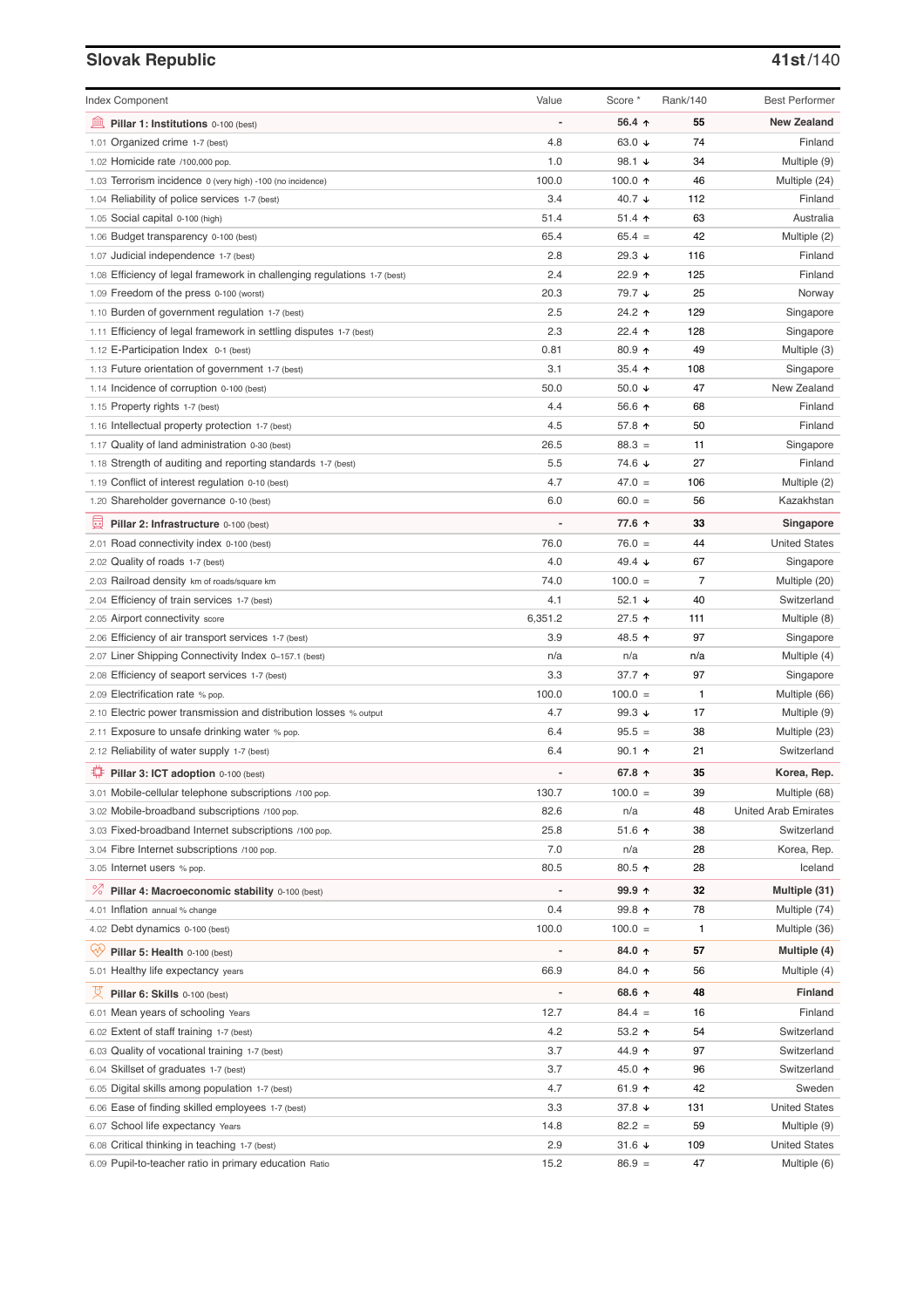## Slovak Republic

**41st**/140

| Index Component | Value | Score * | Rank/140 | Best Performer |
|---|---|---|---|---|
| **Pillar 1: Institutions** 0-100 (best) | - | **56.4 ↑** | **55** | **New Zealand** |
| 1.01 Organized crime 1-7 (best) | 4.8 | 63.0 ↓ | 74 | Finland |
| 1.02 Homicide rate /100,000 pop. | 1.0 | 98.1 ↓ | 34 | Multiple (9) |
| 1.03 Terrorism incidence 0 (very high) -100 (no incidence) | 100.0 | 100.0 ↑ | 46 | Multiple (24) |
| 1.04 Reliability of police services 1-7 (best) | 3.4 | 40.7 ↓ | 112 | Finland |
| 1.05 Social capital 0-100 (high) | 51.4 | 51.4 ↑ | 63 | Australia |
| 1.06 Budget transparency 0-100 (best) | 65.4 | 65.4 = | 42 | Multiple (2) |
| 1.07 Judicial independence 1-7 (best) | 2.8 | 29.3 ↓ | 116 | Finland |
| 1.08 Efficiency of legal framework in challenging regulations 1-7 (best) | 2.4 | 22.9 ↑ | 125 | Finland |
| 1.09 Freedom of the press 0-100 (worst) | 20.3 | 79.7 ↓ | 25 | Norway |
| 1.10 Burden of government regulation 1-7 (best) | 2.5 | 24.2 ↑ | 129 | Singapore |
| 1.11 Efficiency of legal framework in settling disputes 1-7 (best) | 2.3 | 22.4 ↑ | 128 | Singapore |
| 1.12 E-Participation Index 0-1 (best) | 0.81 | 80.9 ↑ | 49 | Multiple (3) |
| 1.13 Future orientation of government 1-7 (best) | 3.1 | 35.4 ↑ | 108 | Singapore |
| 1.14 Incidence of corruption 0-100 (best) | 50.0 | 50.0 ↓ | 47 | New Zealand |
| 1.15 Property rights 1-7 (best) | 4.4 | 56.6 ↑ | 68 | Finland |
| 1.16 Intellectual property protection 1-7 (best) | 4.5 | 57.8 ↑ | 50 | Finland |
| 1.17 Quality of land administration 0-30 (best) | 26.5 | 88.3 = | 11 | Singapore |
| 1.18 Strength of auditing and reporting standards 1-7 (best) | 5.5 | 74.6 ↓ | 27 | Finland |
| 1.19 Conflict of interest regulation 0-10 (best) | 4.7 | 47.0 = | 106 | Multiple (2) |
| 1.20 Shareholder governance 0-10 (best) | 6.0 | 60.0 = | 56 | Kazakhstan |
| **Pillar 2: Infrastructure** 0-100 (best) | - | **77.6 ↑** | **33** | **Singapore** |
| 2.01 Road connectivity index 0-100 (best) | 76.0 | 76.0 = | 44 | United States |
| 2.02 Quality of roads 1-7 (best) | 4.0 | 49.4 ↓ | 67 | Singapore |
| 2.03 Railroad density km of roads/square km | 74.0 | 100.0 = | 7 | Multiple (20) |
| 2.04 Efficiency of train services 1-7 (best) | 4.1 | 52.1 ↓ | 40 | Switzerland |
| 2.05 Airport connectivity score | 6,351.2 | 27.5 ↑ | 111 | Multiple (8) |
| 2.06 Efficiency of air transport services 1-7 (best) | 3.9 | 48.5 ↑ | 97 | Singapore |
| 2.07 Liner Shipping Connectivity Index 0–157.1 (best) | n/a | n/a | n/a | Multiple (4) |
| 2.08 Efficiency of seaport services 1-7 (best) | 3.3 | 37.7 ↑ | 97 | Singapore |
| 2.09 Electrification rate % pop. | 100.0 | 100.0 = | 1 | Multiple (66) |
| 2.10 Electric power transmission and distribution losses % output | 4.7 | 99.3 ↓ | 17 | Multiple (9) |
| 2.11 Exposure to unsafe drinking water % pop. | 6.4 | 95.5 = | 38 | Multiple (23) |
| 2.12 Reliability of water supply 1-7 (best) | 6.4 | 90.1 ↑ | 21 | Switzerland |
| **Pillar 3: ICT adoption** 0-100 (best) | - | **67.8 ↑** | **35** | **Korea, Rep.** |
| 3.01 Mobile-cellular telephone subscriptions /100 pop. | 130.7 | 100.0 = | 39 | Multiple (68) |
| 3.02 Mobile-broadband subscriptions /100 pop. | 82.6 | n/a | 48 | United Arab Emirates |
| 3.03 Fixed-broadband Internet subscriptions /100 pop. | 25.8 | 51.6 ↑ | 38 | Switzerland |
| 3.04 Fibre Internet subscriptions /100 pop. | 7.0 | n/a | 28 | Korea, Rep. |
| 3.05 Internet users % pop. | 80.5 | 80.5 ↑ | 28 | Iceland |
| **Pillar 4: Macroeconomic stability** 0-100 (best) | - | **99.9 ↑** | **32** | **Multiple (31)** |
| 4.01 Inflation annual % change | 0.4 | 99.8 ↑ | 78 | Multiple (74) |
| 4.02 Debt dynamics 0-100 (best) | 100.0 | 100.0 = | 1 | Multiple (36) |
| **Pillar 5: Health** 0-100 (best) | - | **84.0 ↑** | **57** | **Multiple (4)** |
| 5.01 Healthy life expectancy years | 66.9 | 84.0 ↑ | 56 | Multiple (4) |
| **Pillar 6: Skills** 0-100 (best) | - | **68.6 ↑** | **48** | **Finland** |
| 6.01 Mean years of schooling Years | 12.7 | 84.4 = | 16 | Finland |
| 6.02 Extent of staff training 1-7 (best) | 4.2 | 53.2 ↑ | 54 | Switzerland |
| 6.03 Quality of vocational training 1-7 (best) | 3.7 | 44.9 ↑ | 97 | Switzerland |
| 6.04 Skillset of graduates 1-7 (best) | 3.7 | 45.0 ↑ | 96 | Switzerland |
| 6.05 Digital skills among population 1-7 (best) | 4.7 | 61.9 ↑ | 42 | Sweden |
| 6.06 Ease of finding skilled employees 1-7 (best) | 3.3 | 37.8 ↓ | 131 | United States |
| 6.07 School life expectancy Years | 14.8 | 82.2 = | 59 | Multiple (9) |
| 6.08 Critical thinking in teaching 1-7 (best) | 2.9 | 31.6 ↓ | 109 | United States |
| 6.09 Pupil-to-teacher ratio in primary education Ratio | 15.2 | 86.9 = | 47 | Multiple (6) |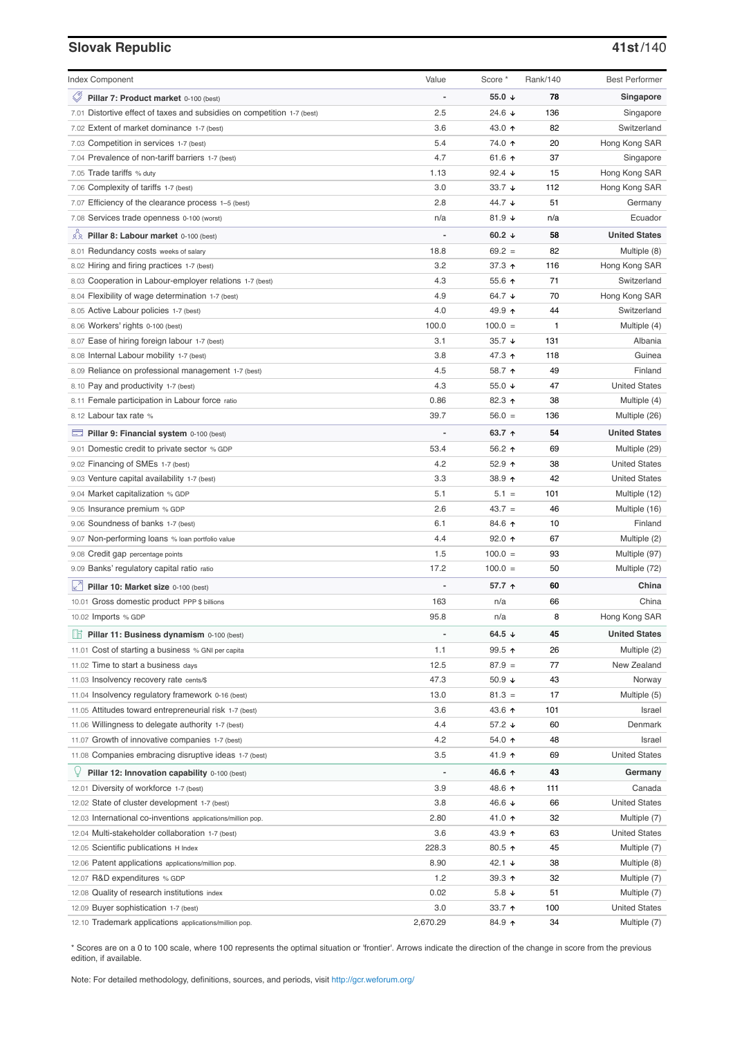## Slovak Republic

**41st**/140

| Index Component | Value | Score * | Rank/140 | Best Performer |
|---|---|---|---|---|
| **Pillar 7: Product market** 0-100 (best) | - | **55.0 ↓** | **78** | **Singapore** |
| 7.01 Distortive effect of taxes and subsidies on competition 1-7 (best) | 2.5 | 24.6 ↓ | 136 | Singapore |
| 7.02 Extent of market dominance 1-7 (best) | 3.6 | 43.0 ↑ | 82 | Switzerland |
| 7.03 Competition in services 1-7 (best) | 5.4 | 74.0 ↑ | 20 | Hong Kong SAR |
| 7.04 Prevalence of non-tariff barriers 1-7 (best) | 4.7 | 61.6 ↑ | 37 | Singapore |
| 7.05 Trade tariffs % duty | 1.13 | 92.4 ↓ | 15 | Hong Kong SAR |
| 7.06 Complexity of tariffs 1-7 (best) | 3.0 | 33.7 ↓ | 112 | Hong Kong SAR |
| 7.07 Efficiency of the clearance process 1–5 (best) | 2.8 | 44.7 ↓ | 51 | Germany |
| 7.08 Services trade openness 0-100 (worst) | n/a | 81.9 ↓ | n/a | Ecuador |
| **Pillar 8: Labour market** 0-100 (best) | - | **60.2 ↓** | **58** | **United States** |
| 8.01 Redundancy costs weeks of salary | 18.8 | 69.2 = | 82 | Multiple (8) |
| 8.02 Hiring and firing practices 1-7 (best) | 3.2 | 37.3 ↑ | 116 | Hong Kong SAR |
| 8.03 Cooperation in Labour-employer relations 1-7 (best) | 4.3 | 55.6 ↑ | 71 | Switzerland |
| 8.04 Flexibility of wage determination 1-7 (best) | 4.9 | 64.7 ↓ | 70 | Hong Kong SAR |
| 8.05 Active Labour policies 1-7 (best) | 4.0 | 49.9 ↑ | 44 | Switzerland |
| 8.06 Workers' rights 0-100 (best) | 100.0 | 100.0 = | 1 | Multiple (4) |
| 8.07 Ease of hiring foreign labour 1-7 (best) | 3.1 | 35.7 ↓ | 131 | Albania |
| 8.08 Internal Labour mobility 1-7 (best) | 3.8 | 47.3 ↑ | 118 | Guinea |
| 8.09 Reliance on professional management 1-7 (best) | 4.5 | 58.7 ↑ | 49 | Finland |
| 8.10 Pay and productivity 1-7 (best) | 4.3 | 55.0 ↓ | 47 | United States |
| 8.11 Female participation in Labour force ratio | 0.86 | 82.3 ↑ | 38 | Multiple (4) |
| 8.12 Labour tax rate % | 39.7 | 56.0 = | 136 | Multiple (26) |
| **Pillar 9: Financial system** 0-100 (best) | - | **63.7 ↑** | **54** | **United States** |
| 9.01 Domestic credit to private sector % GDP | 53.4 | 56.2 ↑ | 69 | Multiple (29) |
| 9.02 Financing of SMEs 1-7 (best) | 4.2 | 52.9 ↑ | 38 | United States |
| 9.03 Venture capital availability 1-7 (best) | 3.3 | 38.9 ↑ | 42 | United States |
| 9.04 Market capitalization % GDP | 5.1 | 5.1 = | 101 | Multiple (12) |
| 9.05 Insurance premium % GDP | 2.6 | 43.7 = | 46 | Multiple (16) |
| 9.06 Soundness of banks 1-7 (best) | 6.1 | 84.6 ↑ | 10 | Finland |
| 9.07 Non-performing loans % loan portfolio value | 4.4 | 92.0 ↑ | 67 | Multiple (2) |
| 9.08 Credit gap percentage points | 1.5 | 100.0 = | 93 | Multiple (97) |
| 9.09 Banks' regulatory capital ratio ratio | 17.2 | 100.0 = | 50 | Multiple (72) |
| **Pillar 10: Market size** 0-100 (best) | - | **57.7 ↑** | **60** | **China** |
| 10.01 Gross domestic product PPP $ billions | 163 | n/a | 66 | China |
| 10.02 Imports % GDP | 95.8 | n/a | 8 | Hong Kong SAR |
| **Pillar 11: Business dynamism** 0-100 (best) | - | **64.5 ↓** | **45** | **United States** |
| 11.01 Cost of starting a business % GNI per capita | 1.1 | 99.5 ↑ | 26 | Multiple (2) |
| 11.02 Time to start a business days | 12.5 | 87.9 = | 77 | New Zealand |
| 11.03 Insolvency recovery rate cents/$ | 47.3 | 50.9 ↓ | 43 | Norway |
| 11.04 Insolvency regulatory framework 0-16 (best) | 13.0 | 81.3 = | 17 | Multiple (5) |
| 11.05 Attitudes toward entrepreneurial risk 1-7 (best) | 3.6 | 43.6 ↑ | 101 | Israel |
| 11.06 Willingness to delegate authority 1-7 (best) | 4.4 | 57.2 ↓ | 60 | Denmark |
| 11.07 Growth of innovative companies 1-7 (best) | 4.2 | 54.0 ↑ | 48 | Israel |
| 11.08 Companies embracing disruptive ideas 1-7 (best) | 3.5 | 41.9 ↑ | 69 | United States |
| **Pillar 12: Innovation capability** 0-100 (best) | - | **46.6 ↑** | **43** | **Germany** |
| 12.01 Diversity of workforce 1-7 (best) | 3.9 | 48.6 ↑ | 111 | Canada |
| 12.02 State of cluster development 1-7 (best) | 3.8 | 46.6 ↓ | 66 | United States |
| 12.03 International co-inventions applications/million pop. | 2.80 | 41.0 ↑ | 32 | Multiple (7) |
| 12.04 Multi-stakeholder collaboration 1-7 (best) | 3.6 | 43.9 ↑ | 63 | United States |
| 12.05 Scientific publications H Index | 228.3 | 80.5 ↑ | 45 | Multiple (7) |
| 12.06 Patent applications applications/million pop. | 8.90 | 42.1 ↓ | 38 | Multiple (8) |
| 12.07 R&D expenditures % GDP | 1.2 | 39.3 ↑ | 32 | Multiple (7) |
| 12.08 Quality of research institutions index | 0.02 | 5.8 ↓ | 51 | Multiple (7) |
| 12.09 Buyer sophistication 1-7 (best) | 3.0 | 33.7 ↑ | 100 | United States |
| 12.10 Trademark applications applications/million pop. | 2,670.29 | 84.9 ↑ | 34 | Multiple (7) |

* Scores are on a 0 to 100 scale, where 100 represents the optimal situation or 'frontier'. Arrows indicate the direction of the change in score from the previous edition, if available.

Note: For detailed methodology, definitions, sources, and periods, visit http://gcr.weforum.org/